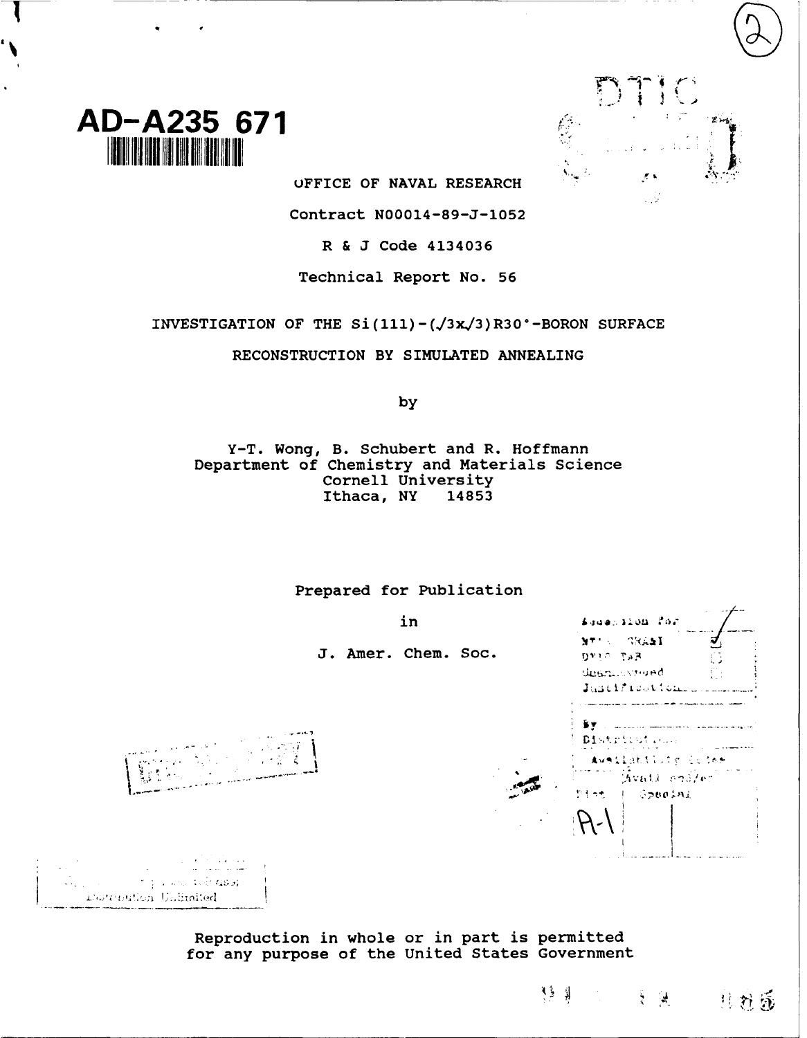AD-A235 671

OFFICE OF NAVAL RESEARCH

Contract N00014-89-J-1052

R & J Code 4134036

Technical Report No. 56

INVESTIGATION OF THE Si(111)-($\sqrt{3}$x$\sqrt{3}$)R30°-BORON SURFACE

RECONSTRUCTION BY SIMULATED ANNEALING

by

Y-T. Wong, B. Schubert and R. Hoffmann
Department of Chemistry and Materials Science
Cornell University
Ithaca, NY 14853

Prepared for Publication

in

J. Amer. Chem. Soc.

Distribution Unlimited

Reproduction in whole or in part is permitted
for any purpose of the United States Government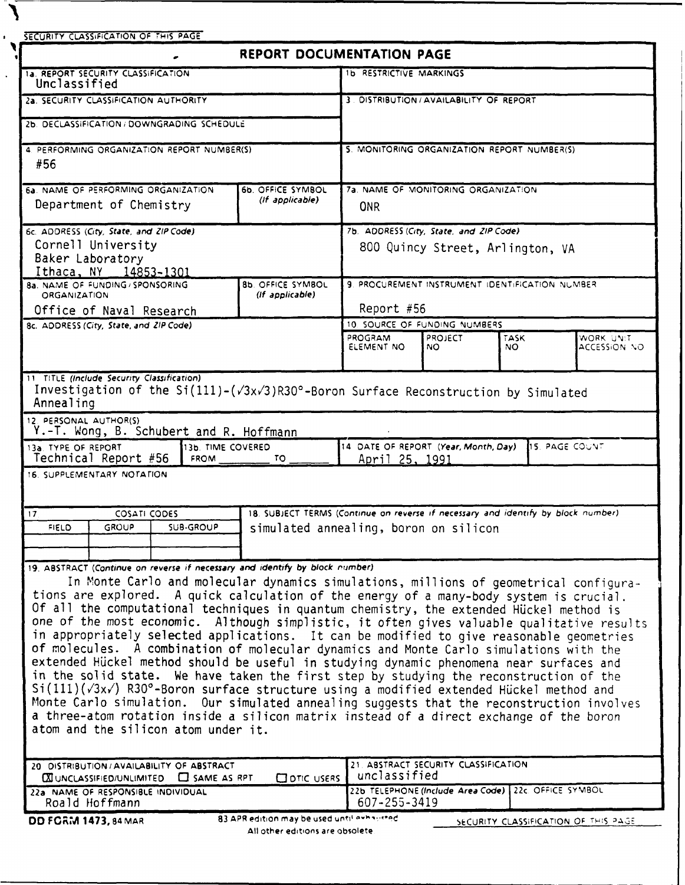SECURITY CLASSIFICATION OF THIS PAGE

# REPORT DOCUMENTATION PAGE

| | |
|---|---|
| 1a. REPORT SECURITY CLASSIFICATION<br>Unclassified | 1b. RESTRICTIVE MARKINGS |
| 2a. SECURITY CLASSIFICATION AUTHORITY | 3. DISTRIBUTION / AVAILABILITY OF REPORT |
| 2b. DECLASSIFICATION / DOWNGRADING SCHEDULE | |
| 4. PERFORMING ORGANIZATION REPORT NUMBER(S)<br>#56 | 5. MONITORING ORGANIZATION REPORT NUMBER(S) |
| 6a. NAME OF PERFORMING ORGANIZATION<br>Department of Chemistry<br>6b. OFFICE SYMBOL (If applicable) | 7a. NAME OF MONITORING ORGANIZATION<br>ONR |
| 6c. ADDRESS (City, State, and ZIP Code)<br>Cornell University<br>Baker Laboratory<br>Ithaca, NY 14853-1301 | 7b. ADDRESS (City, State, and ZIP Code)<br>800 Quincy Street, Arlington, VA |
| 8a. NAME OF FUNDING / SPONSORING ORGANIZATION<br>Office of Naval Research<br>8b. OFFICE SYMBOL (If applicable) | 9. PROCUREMENT INSTRUMENT IDENTIFICATION NUMBER<br>Report #56 |
| 8c. ADDRESS (City, State, and ZIP Code) | 10. SOURCE OF FUNDING NUMBERS<br>PROGRAM ELEMENT NO / PROJECT NO / TASK NO / WORK UNIT ACCESSION NO |

11. TITLE (Include Security Classification)
Investigation of the Si(111)-(√3x√3)R30°-Boron Surface Reconstruction by Simulated Annealing

12. PERSONAL AUTHOR(S)
Y.-T. Wong, B. Schubert and R. Hoffmann

| 13a. TYPE OF REPORT | 13b. TIME COVERED | 14. DATE OF REPORT (Year, Month, Day) | 15. PAGE COUNT |
|---|---|---|---|
| Technical Report #56 | FROM ____ TO ____ | April 25, 1991 | |

16. SUPPLEMENTARY NOTATION

| 17. COSATI CODES | | | 18. SUBJECT TERMS (Continue on reverse if necessary and identify by block number) |
|---|---|---|---|
| FIELD | GROUP | SUB-GROUP | simulated annealing, boron on silicon |

19. ABSTRACT (Continue on reverse if necessary and identify by block number)

In Monte Carlo and molecular dynamics simulations, millions of geometrical configurations are explored. A quick calculation of the energy of a many-body system is crucial. Of all the computational techniques in quantum chemistry, the extended Hückel method is one of the most economic. Although simplistic, it often gives valuable qualitative results in appropriately selected applications. It can be modified to give reasonable geometries of molecules. A combination of molecular dynamics and Monte Carlo simulations with the extended Hückel method should be useful in studying dynamic phenomena near surfaces and in the solid state. We have taken the first step by studying the reconstruction of the Si(111)(√3x√) R30°-Boron surface structure using a modified extended Hückel method and Monte Carlo simulation. Our simulated annealing suggests that the reconstruction involves a three-atom rotation inside a silicon matrix instead of a direct exchange of the boron atom and the silicon atom under it.

| | |
|---|---|
| 20. DISTRIBUTION / AVAILABILITY OF ABSTRACT<br>☒ UNCLASSIFIED/UNLIMITED ☐ SAME AS RPT ☐ DTIC USERS | 21. ABSTRACT SECURITY CLASSIFICATION<br>unclassified |
| 22a. NAME OF RESPONSIBLE INDIVIDUAL<br>Roald Hoffmann | 22b. TELEPHONE (Include Area Code)<br>607-255-3419<br>22c. OFFICE SYMBOL |

DD FORM 1473, 84 MAR — 83 APR edition may be used until exhausted. All other editions are obsolete. SECURITY CLASSIFICATION OF THIS PAGE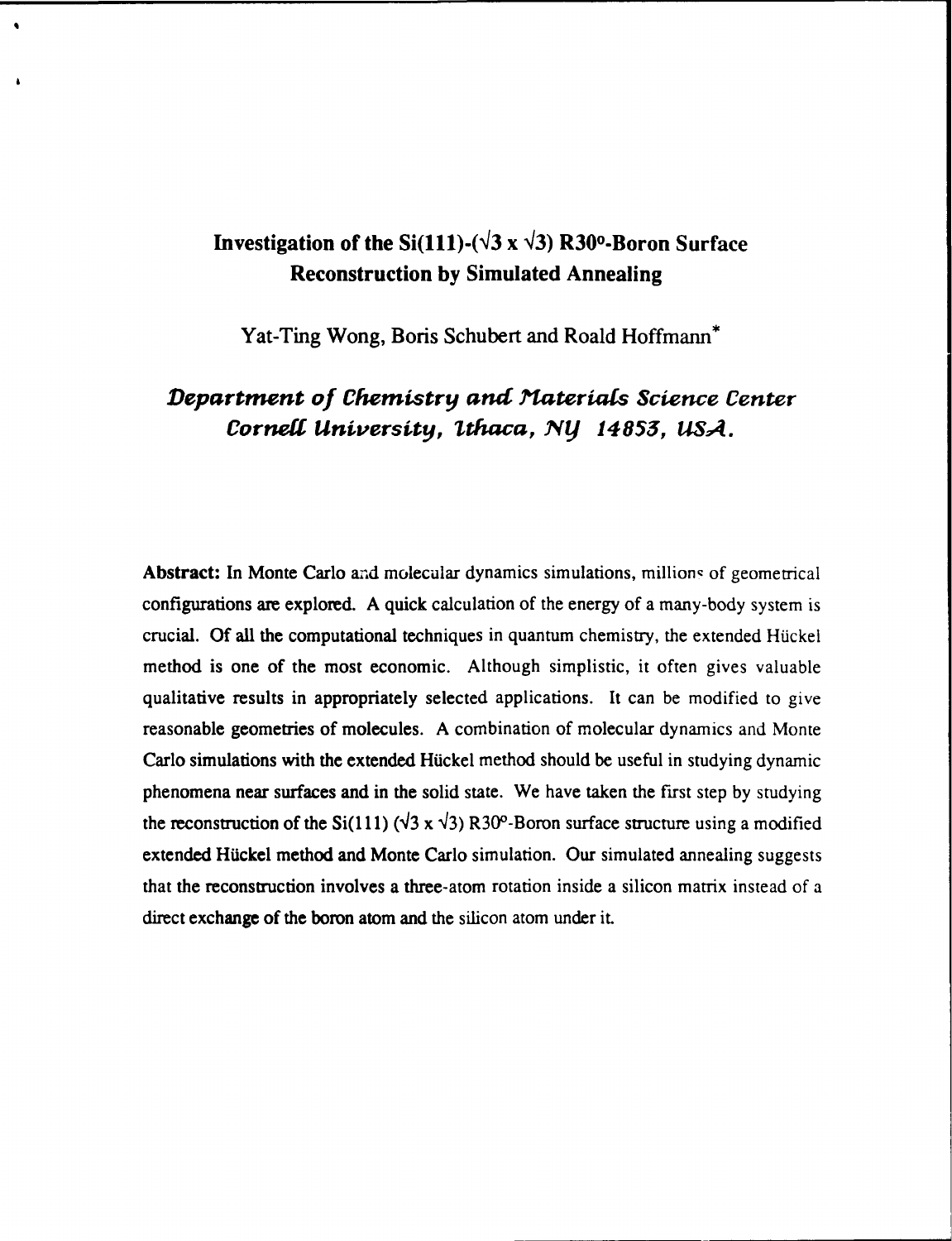# Investigation of the Si(111)-($\sqrt{3}$ x $\sqrt{3}$) R30°-Boron Surface Reconstruction by Simulated Annealing

Yat-Ting Wong, Boris Schubert and Roald Hoffmann*

*Department of Chemistry and Materials Science Center*
*Cornell University, Ithaca, NY 14853, USA.*

**Abstract:** In Monte Carlo and molecular dynamics simulations, millions of geometrical configurations are explored. A quick calculation of the energy of a many-body system is crucial. Of all the computational techniques in quantum chemistry, the extended Hückel method is one of the most economic. Although simplistic, it often gives valuable qualitative results in appropriately selected applications. It can be modified to give reasonable geometries of molecules. A combination of molecular dynamics and Monte Carlo simulations with the extended Hückel method should be useful in studying dynamic phenomena near surfaces and in the solid state. We have taken the first step by studying the reconstruction of the Si(111) ($\sqrt{3}$ x $\sqrt{3}$) R30°-Boron surface structure using a modified extended Hückel method and Monte Carlo simulation. Our simulated annealing suggests that the reconstruction involves a three-atom rotation inside a silicon matrix instead of a direct exchange of the boron atom and the silicon atom under it.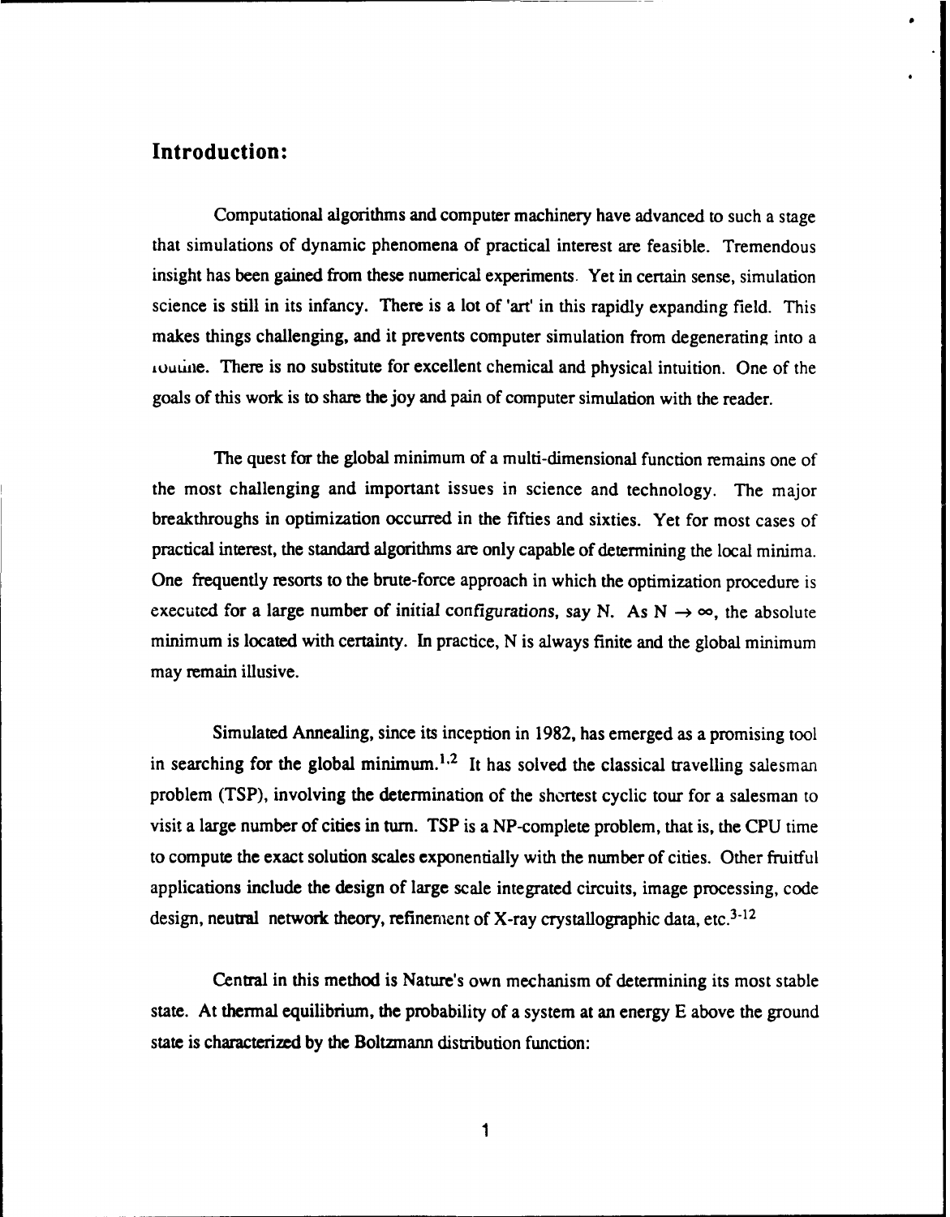## Introduction:

Computational algorithms and computer machinery have advanced to such a stage that simulations of dynamic phenomena of practical interest are feasible. Tremendous insight has been gained from these numerical experiments. Yet in certain sense, simulation science is still in its infancy. There is a lot of 'art' in this rapidly expanding field. This makes things challenging, and it prevents computer simulation from degenerating into a routine. There is no substitute for excellent chemical and physical intuition. One of the goals of this work is to share the joy and pain of computer simulation with the reader.

The quest for the global minimum of a multi-dimensional function remains one of the most challenging and important issues in science and technology. The major breakthroughs in optimization occurred in the fifties and sixties. Yet for most cases of practical interest, the standard algorithms are only capable of determining the local minima. One frequently resorts to the brute-force approach in which the optimization procedure is executed for a large number of initial configurations, say N. As $N \rightarrow \infty$, the absolute minimum is located with certainty. In practice, N is always finite and the global minimum may remain illusive.

Simulated Annealing, since its inception in 1982, has emerged as a promising tool in searching for the global minimum.[1,2] It has solved the classical travelling salesman problem (TSP), involving the determination of the shortest cyclic tour for a salesman to visit a large number of cities in turn. TSP is a NP-complete problem, that is, the CPU time to compute the exact solution scales exponentially with the number of cities. Other fruitful applications include the design of large scale integrated circuits, image processing, code design, neutral network theory, refinement of X-ray crystallographic data, etc.[3-12]

Central in this method is Nature's own mechanism of determining its most stable state. At thermal equilibrium, the probability of a system at an energy E above the ground state is characterized by the Boltzmann distribution function: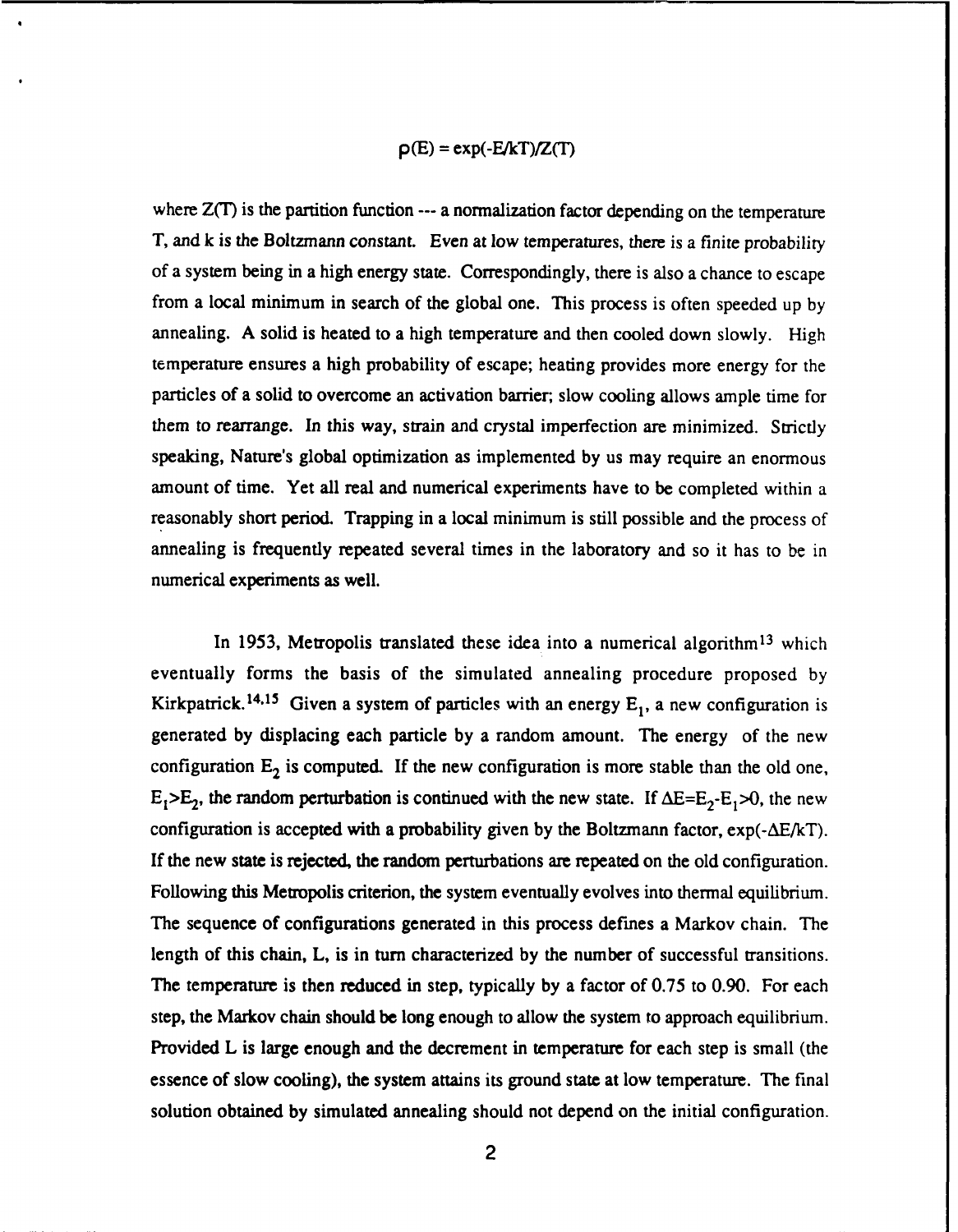$$p(E) = \exp(-E/kT)/Z(T)$$

where Z(T) is the partition function --- a normalization factor depending on the temperature T, and k is the Boltzmann constant. Even at low temperatures, there is a finite probability of a system being in a high energy state. Correspondingly, there is also a chance to escape from a local minimum in search of the global one. This process is often speeded up by annealing. A solid is heated to a high temperature and then cooled down slowly. High temperature ensures a high probability of escape; heating provides more energy for the particles of a solid to overcome an activation barrier; slow cooling allows ample time for them to rearrange. In this way, strain and crystal imperfection are minimized. Strictly speaking, Nature's global optimization as implemented by us may require an enormous amount of time. Yet all real and numerical experiments have to be completed within a reasonably short period. Trapping in a local minimum is still possible and the process of annealing is frequently repeated several times in the laboratory and so it has to be in numerical experiments as well.

In 1953, Metropolis translated these idea into a numerical algorithm[13] which eventually forms the basis of the simulated annealing procedure proposed by Kirkpatrick.[14,15] Given a system of particles with an energy $E_1$, a new configuration is generated by displacing each particle by a random amount. The energy of the new configuration $E_2$ is computed. If the new configuration is more stable than the old one, $E_1>E_2$, the random perturbation is continued with the new state. If $\Delta E=E_2-E_1>0$, the new configuration is accepted with a probability given by the Boltzmann factor, $\exp(-\Delta E/kT)$. If the new state is rejected, the random perturbations are repeated on the old configuration. Following this Metropolis criterion, the system eventually evolves into thermal equilibrium. The sequence of configurations generated in this process defines a Markov chain. The length of this chain, L, is in turn characterized by the number of successful transitions. The temperature is then reduced in step, typically by a factor of 0.75 to 0.90. For each step, the Markov chain should be long enough to allow the system to approach equilibrium. Provided L is large enough and the decrement in temperature for each step is small (the essence of slow cooling), the system attains its ground state at low temperature. The final solution obtained by simulated annealing should not depend on the initial configuration.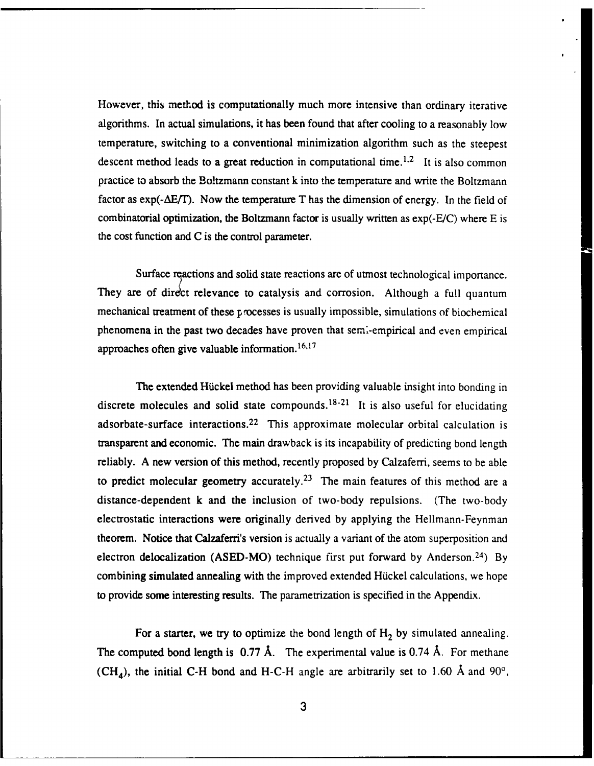However, this method is computationally much more intensive than ordinary iterative algorithms. In actual simulations, it has been found that after cooling to a reasonably low temperature, switching to a conventional minimization algorithm such as the steepest descent method leads to a great reduction in computational time.[1,2] It is also common practice to absorb the Boltzmann constant k into the temperature and write the Boltzmann factor as $\exp(-\Delta E/T)$. Now the temperature T has the dimension of energy. In the field of combinatorial optimization, the Boltzmann factor is usually written as $\exp(-E/C)$ where E is the cost function and C is the control parameter.

Surface reactions and solid state reactions are of utmost technological importance. They are of direct relevance to catalysis and corrosion. Although a full quantum mechanical treatment of these processes is usually impossible, simulations of biochemical phenomena in the past two decades have proven that semi-empirical and even empirical approaches often give valuable information.[16,17]

The extended Hückel method has been providing valuable insight into bonding in discrete molecules and solid state compounds.[18-21] It is also useful for elucidating adsorbate-surface interactions.[22] This approximate molecular orbital calculation is transparent and economic. The main drawback is its incapability of predicting bond length reliably. A new version of this method, recently proposed by Calzaferri, seems to be able to predict molecular geometry accurately.[23] The main features of this method are a distance-dependent k and the inclusion of two-body repulsions. (The two-body electrostatic interactions were originally derived by applying the Hellmann-Feynman theorem. Notice that Calzaferri's version is actually a variant of the atom superposition and electron delocalization (ASED-MO) technique first put forward by Anderson.[24]) By combining simulated annealing with the improved extended Hückel calculations, we hope to provide some interesting results. The parametrization is specified in the Appendix.

For a starter, we try to optimize the bond length of $H_2$ by simulated annealing. The computed bond length is 0.77 Å. The experimental value is 0.74 Å. For methane ($CH_4$), the initial C-H bond and H-C-H angle are arbitrarily set to 1.60 Å and 90°,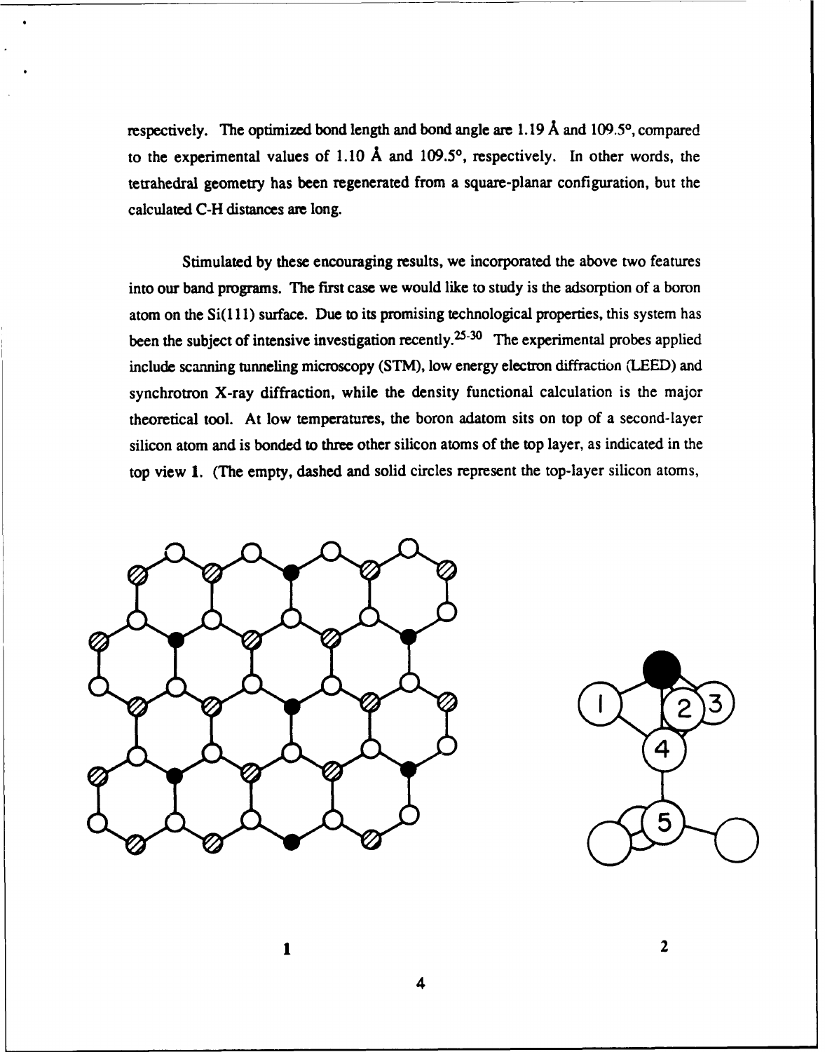respectively. The optimized bond length and bond angle are 1.19 Å and 109.5°, compared to the experimental values of 1.10 Å and 109.5°, respectively. In other words, the tetrahedral geometry has been regenerated from a square-planar configuration, but the calculated C-H distances are long.

Stimulated by these encouraging results, we incorporated the above two features into our band programs. The first case we would like to study is the adsorption of a boron atom on the Si(111) surface. Due to its promising technological properties, this system has been the subject of intensive investigation recently.[25-30] The experimental probes applied include scanning tunneling microscopy (STM), low energy electron diffraction (LEED) and synchrotron X-ray diffraction, while the density functional calculation is the major theoretical tool. At low temperatures, the boron adatom sits on top of a second-layer silicon atom and is bonded to three other silicon atoms of the top layer, as indicated in the top view **1**. (The empty, dashed and solid circles represent the top-layer silicon atoms,

**1**

**2**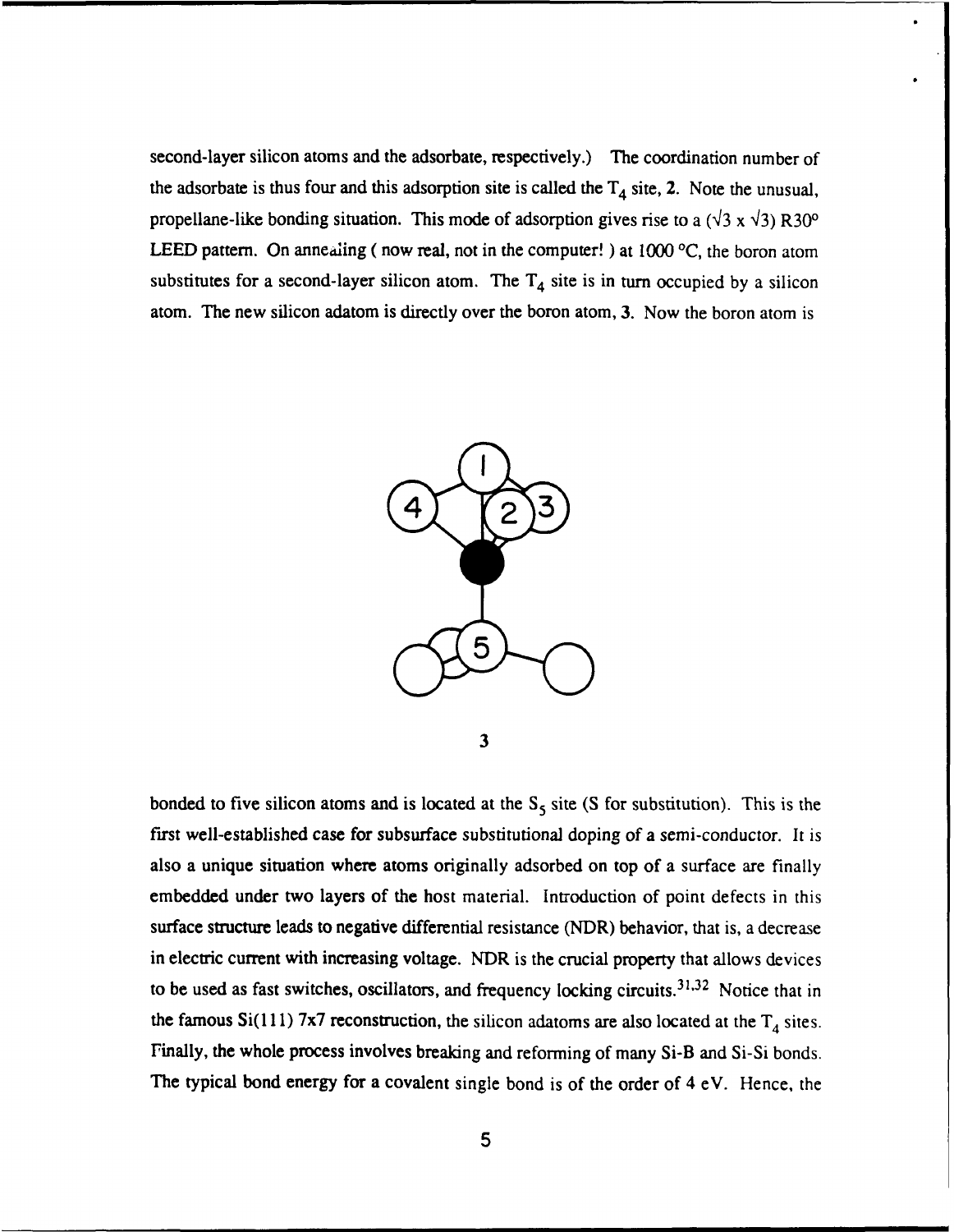second-layer silicon atoms and the adsorbate, respectively.) The coordination number of the adsorbate is thus four and this adsorption site is called the $T_4$ site, **2**. Note the unusual, propellane-like bonding situation. This mode of adsorption gives rise to a ($\sqrt{3} \times \sqrt{3}$) R30° LEED pattern. On annealing ( now real, not in the computer! ) at 1000 °C, the boron atom substitutes for a second-layer silicon atom. The $T_4$ site is in turn occupied by a silicon atom. The new silicon adatom is directly over the boron atom, **3**. Now the boron atom is

**3**

bonded to five silicon atoms and is located at the $S_5$ site (S for substitution). This is the first well-established case for subsurface substitutional doping of a semi-conductor. It is also a unique situation where atoms originally adsorbed on top of a surface are finally embedded under two layers of the host material. Introduction of point defects in this surface structure leads to negative differential resistance (NDR) behavior, that is, a decrease in electric current with increasing voltage. NDR is the crucial property that allows devices to be used as fast switches, oscillators, and frequency locking circuits.[31,32] Notice that in the famous Si(111) 7x7 reconstruction, the silicon adatoms are also located at the $T_4$ sites. Finally, the whole process involves breaking and reforming of many Si-B and Si-Si bonds. The typical bond energy for a covalent single bond is of the order of 4 eV. Hence, the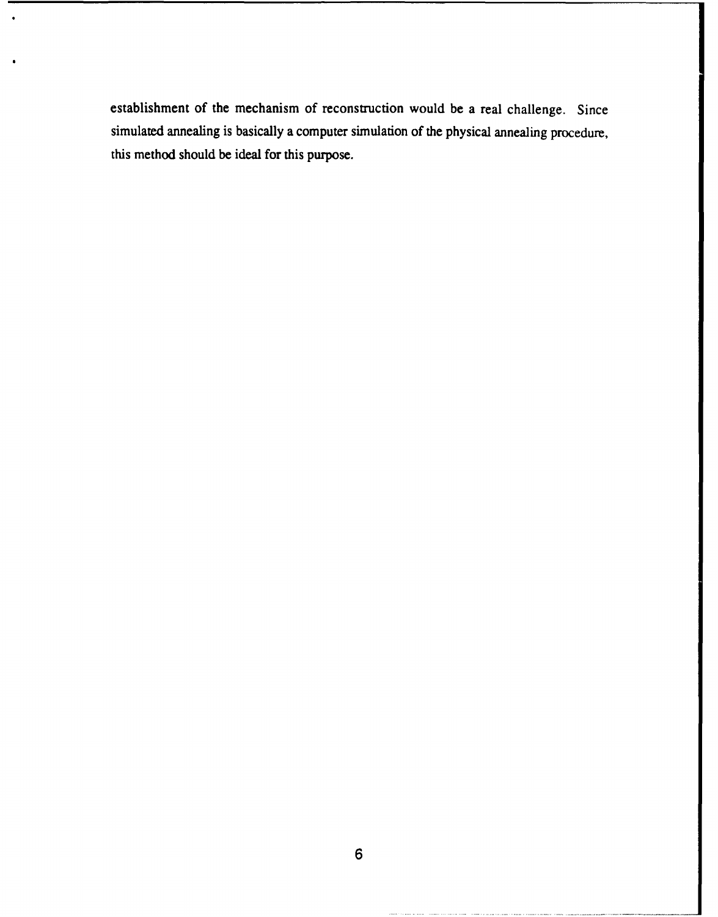establishment of the mechanism of reconstruction would be a real challenge. Since simulated annealing is basically a computer simulation of the physical annealing procedure, this method should be ideal for this purpose.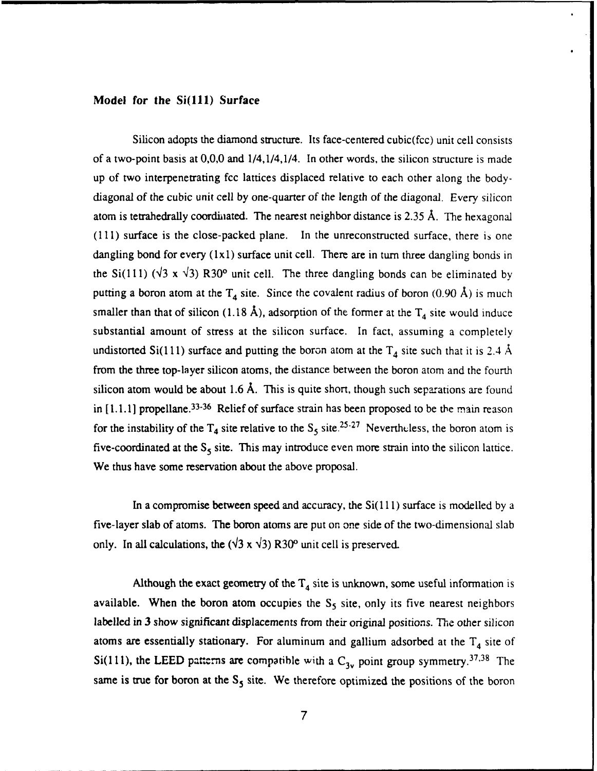### Model for the Si(111) Surface

Silicon adopts the diamond structure. Its face-centered cubic(fcc) unit cell consists of a two-point basis at 0,0,0 and 1/4,1/4,1/4. In other words, the silicon structure is made up of two interpenetrating fcc lattices displaced relative to each other along the body-diagonal of the cubic unit cell by one-quarter of the length of the diagonal. Every silicon atom is tetrahedrally coordinated. The nearest neighbor distance is 2.35 Å. The hexagonal (111) surface is the close-packed plane. In the unreconstructed surface, there is one dangling bond for every (1x1) surface unit cell. There are in turn three dangling bonds in the Si(111) ($\sqrt{3}$ x $\sqrt{3}$) R30° unit cell. The three dangling bonds can be eliminated by putting a boron atom at the $T_4$ site. Since the covalent radius of boron (0.90 Å) is much smaller than that of silicon (1.18 Å), adsorption of the former at the $T_4$ site would induce substantial amount of stress at the silicon surface. In fact, assuming a completely undistorted Si(111) surface and putting the boron atom at the $T_4$ site such that it is 2.4 Å from the three top-layer silicon atoms, the distance between the boron atom and the fourth silicon atom would be about 1.6 Å. This is quite short, though such separations are found in [1.1.1] propellane.[33-36] Relief of surface strain has been proposed to be the main reason for the instability of the $T_4$ site relative to the $S_5$ site.[25-27] Nevertheless, the boron atom is five-coordinated at the $S_5$ site. This may introduce even more strain into the silicon lattice. We thus have some reservation about the above proposal.

In a compromise between speed and accuracy, the Si(111) surface is modelled by a five-layer slab of atoms. The boron atoms are put on one side of the two-dimensional slab only. In all calculations, the ($\sqrt{3}$ x $\sqrt{3}$) R30° unit cell is preserved.

Although the exact geometry of the $T_4$ site is unknown, some useful information is available. When the boron atom occupies the $S_5$ site, only its five nearest neighbors labelled in 3 show significant displacements from their original positions. The other silicon atoms are essentially stationary. For aluminum and gallium adsorbed at the $T_4$ site of Si(111), the LEED patterns are compatible with a $C_{3v}$ point group symmetry.[37,38] The same is true for boron at the $S_5$ site. We therefore optimized the positions of the boron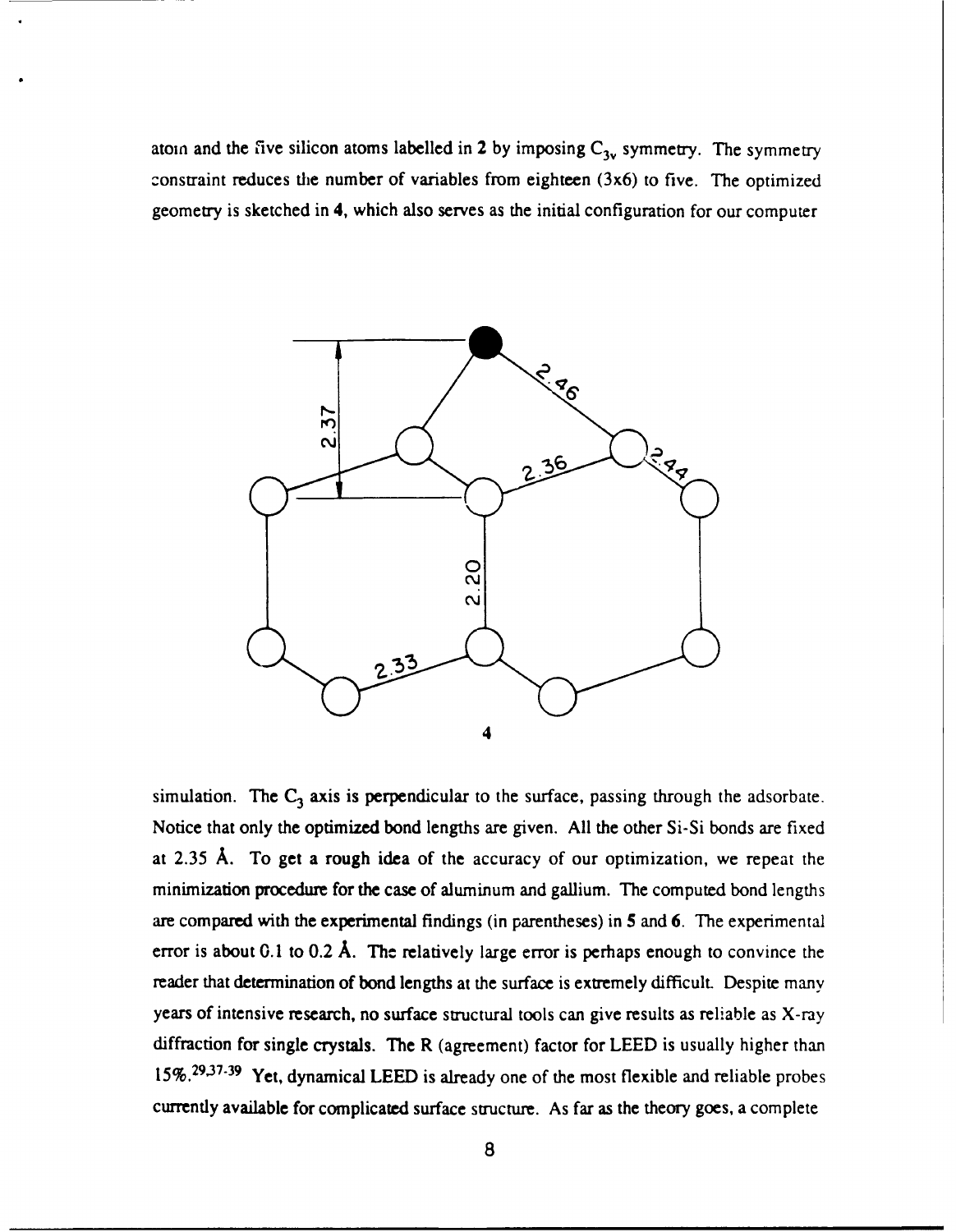atom and the five silicon atoms labelled in **2** by imposing $C_{3v}$ symmetry. The symmetry constraint reduces the number of variables from eighteen (3x6) to five. The optimized geometry is sketched in **4**, which also serves as the initial configuration for our computer

**4**

simulation. The $C_3$ axis is perpendicular to the surface, passing through the adsorbate. Notice that only the optimized bond lengths are given. All the other Si-Si bonds are fixed at 2.35 Å. To get a rough idea of the accuracy of our optimization, we repeat the minimization procedure for the case of aluminum and gallium. The computed bond lengths are compared with the experimental findings (in parentheses) in **5** and **6**. The experimental error is about 0.1 to 0.2 Å. The relatively large error is perhaps enough to convince the reader that determination of bond lengths at the surface is extremely difficult. Despite many years of intensive research, no surface structural tools can give results as reliable as X-ray diffraction for single crystals. The R (agreement) factor for LEED is usually higher than 15%.[29,37-39] Yet, dynamical LEED is already one of the most flexible and reliable probes currently available for complicated surface structure. As far as the theory goes, a complete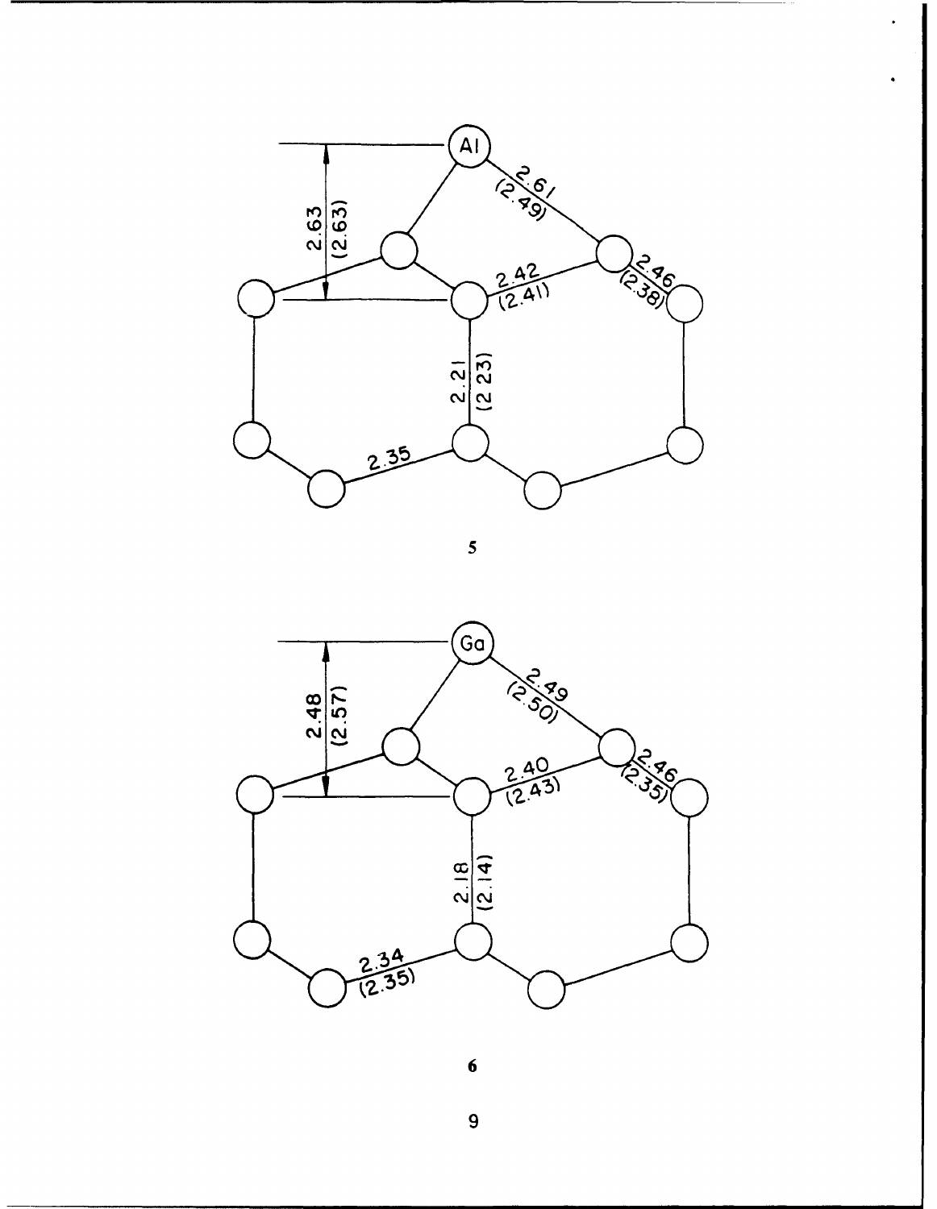5

6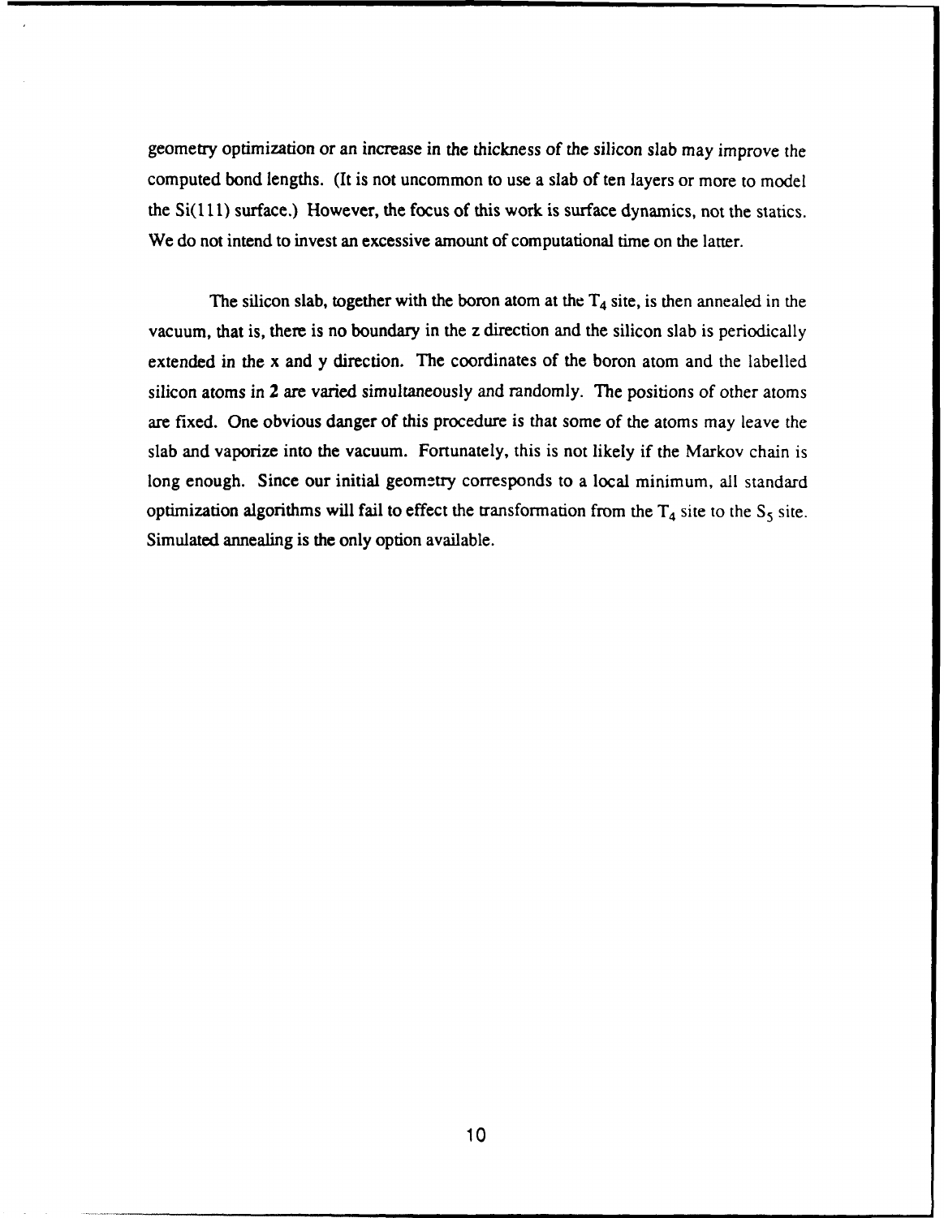geometry optimization or an increase in the thickness of the silicon slab may improve the computed bond lengths. (It is not uncommon to use a slab of ten layers or more to model the Si(111) surface.) However, the focus of this work is surface dynamics, not the statics. We do not intend to invest an excessive amount of computational time on the latter.

The silicon slab, together with the boron atom at the $T_4$ site, is then annealed in the vacuum, that is, there is no boundary in the z direction and the silicon slab is periodically extended in the x and y direction. The coordinates of the boron atom and the labelled silicon atoms in **2** are varied simultaneously and randomly. The positions of other atoms are fixed. One obvious danger of this procedure is that some of the atoms may leave the slab and vaporize into the vacuum. Fortunately, this is not likely if the Markov chain is long enough. Since our initial geometry corresponds to a local minimum, all standard optimization algorithms will fail to effect the transformation from the $T_4$ site to the $S_5$ site. Simulated annealing is the only option available.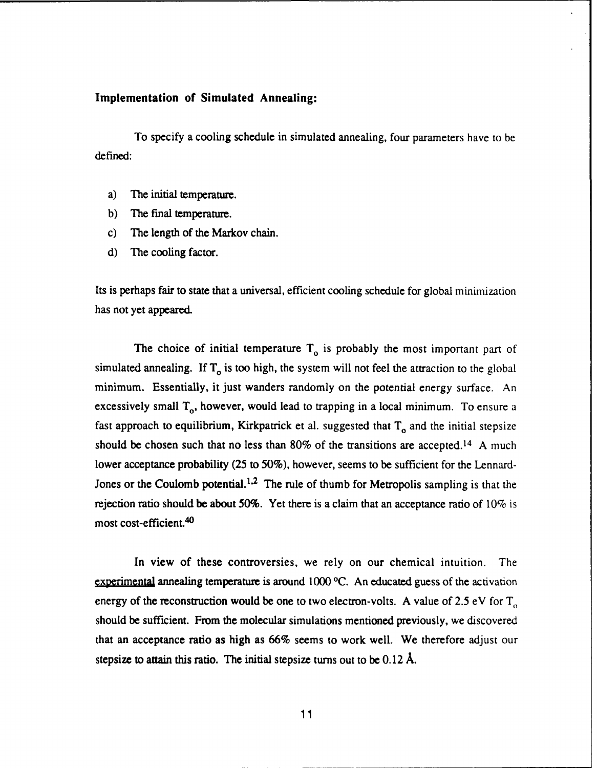### Implementation of Simulated Annealing:

To specify a cooling schedule in simulated annealing, four parameters have to be defined:

a) The initial temperature.
b) The final temperature.
c) The length of the Markov chain.
d) The cooling factor.

Its is perhaps fair to state that a universal, efficient cooling schedule for global minimization has not yet appeared.

The choice of initial temperature $T_o$ is probably the most important part of simulated annealing. If $T_o$ is too high, the system will not feel the attraction to the global minimum. Essentially, it just wanders randomly on the potential energy surface. An excessively small $T_o$, however, would lead to trapping in a local minimum. To ensure a fast approach to equilibrium, Kirkpatrick et al. suggested that $T_o$ and the initial stepsize should be chosen such that no less than 80% of the transitions are accepted.[14] A much lower acceptance probability (25 to 50%), however, seems to be sufficient for the Lennard-Jones or the Coulomb potential.[1,2] The rule of thumb for Metropolis sampling is that the rejection ratio should be about 50%. Yet there is a claim that an acceptance ratio of 10% is most cost-efficient.[40]

In view of these controversies, we rely on our chemical intuition. The experimental annealing temperature is around 1000 °C. An educated guess of the activation energy of the reconstruction would be one to two electron-volts. A value of 2.5 eV for $T_o$ should be sufficient. From the molecular simulations mentioned previously, we discovered that an acceptance ratio as high as 66% seems to work well. We therefore adjust our stepsize to attain this ratio. The initial stepsize turns out to be 0.12 Å.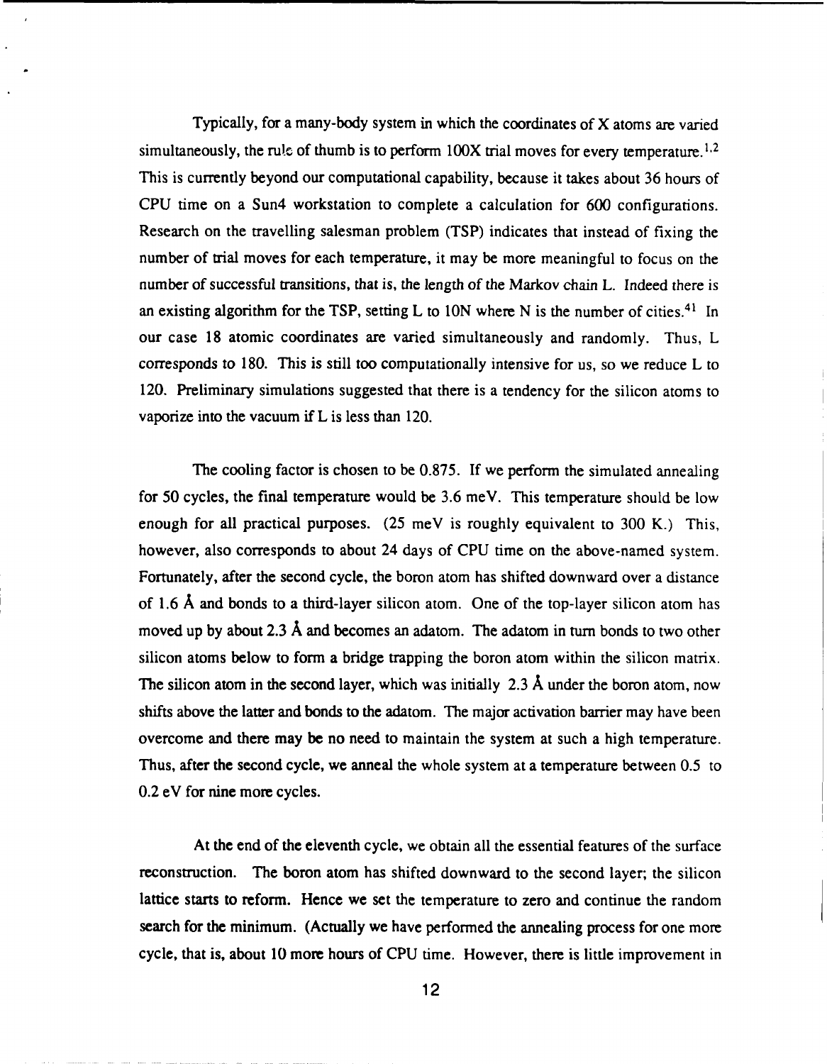Typically, for a many-body system in which the coordinates of X atoms are varied simultaneously, the rule of thumb is to perform 100X trial moves for every temperature.[1,2] This is currently beyond our computational capability, because it takes about 36 hours of CPU time on a Sun4 workstation to complete a calculation for 600 configurations. Research on the travelling salesman problem (TSP) indicates that instead of fixing the number of trial moves for each temperature, it may be more meaningful to focus on the number of successful transitions, that is, the length of the Markov chain L. Indeed there is an existing algorithm for the TSP, setting L to 10N where N is the number of cities.[41] In our case 18 atomic coordinates are varied simultaneously and randomly. Thus, L corresponds to 180. This is still too computationally intensive for us, so we reduce L to 120. Preliminary simulations suggested that there is a tendency for the silicon atoms to vaporize into the vacuum if L is less than 120.

The cooling factor is chosen to be 0.875. If we perform the simulated annealing for 50 cycles, the final temperature would be 3.6 meV. This temperature should be low enough for all practical purposes. (25 meV is roughly equivalent to 300 K.) This, however, also corresponds to about 24 days of CPU time on the above-named system. Fortunately, after the second cycle, the boron atom has shifted downward over a distance of 1.6 Å and bonds to a third-layer silicon atom. One of the top-layer silicon atom has moved up by about 2.3 Å and becomes an adatom. The adatom in turn bonds to two other silicon atoms below to form a bridge trapping the boron atom within the silicon matrix. The silicon atom in the second layer, which was initially 2.3 Å under the boron atom, now shifts above the latter and bonds to the adatom. The major activation barrier may have been overcome and there may be no need to maintain the system at such a high temperature. Thus, after the second cycle, we anneal the whole system at a temperature between 0.5 to 0.2 eV for nine more cycles.

At the end of the eleventh cycle, we obtain all the essential features of the surface reconstruction. The boron atom has shifted downward to the second layer; the silicon lattice starts to reform. Hence we set the temperature to zero and continue the random search for the minimum. (Actually we have performed the annealing process for one more cycle, that is, about 10 more hours of CPU time. However, there is little improvement in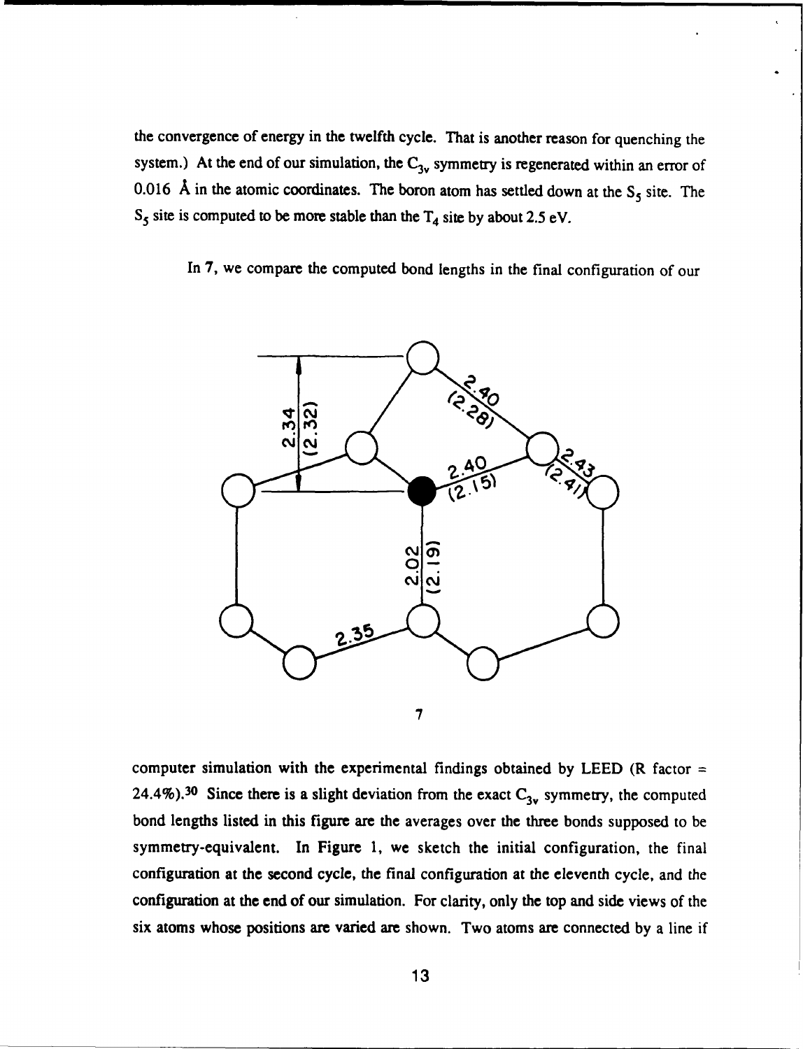the convergence of energy in the twelfth cycle. That is another reason for quenching the system.) At the end of our simulation, the $C_{3v}$ symmetry is regenerated within an error of 0.016 Å in the atomic coordinates. The boron atom has settled down at the $S_5$ site. The $S_5$ site is computed to be more stable than the $T_4$ site by about 2.5 eV.

In 7, we compare the computed bond lengths in the final configuration of our

7

computer simulation with the experimental findings obtained by LEED (R factor = 24.4%).[30] Since there is a slight deviation from the exact $C_{3v}$ symmetry, the computed bond lengths listed in this figure are the averages over the three bonds supposed to be symmetry-equivalent. In Figure 1, we sketch the initial configuration, the final configuration at the second cycle, the final configuration at the eleventh cycle, and the configuration at the end of our simulation. For clarity, only the top and side views of the six atoms whose positions are varied are shown. Two atoms are connected by a line if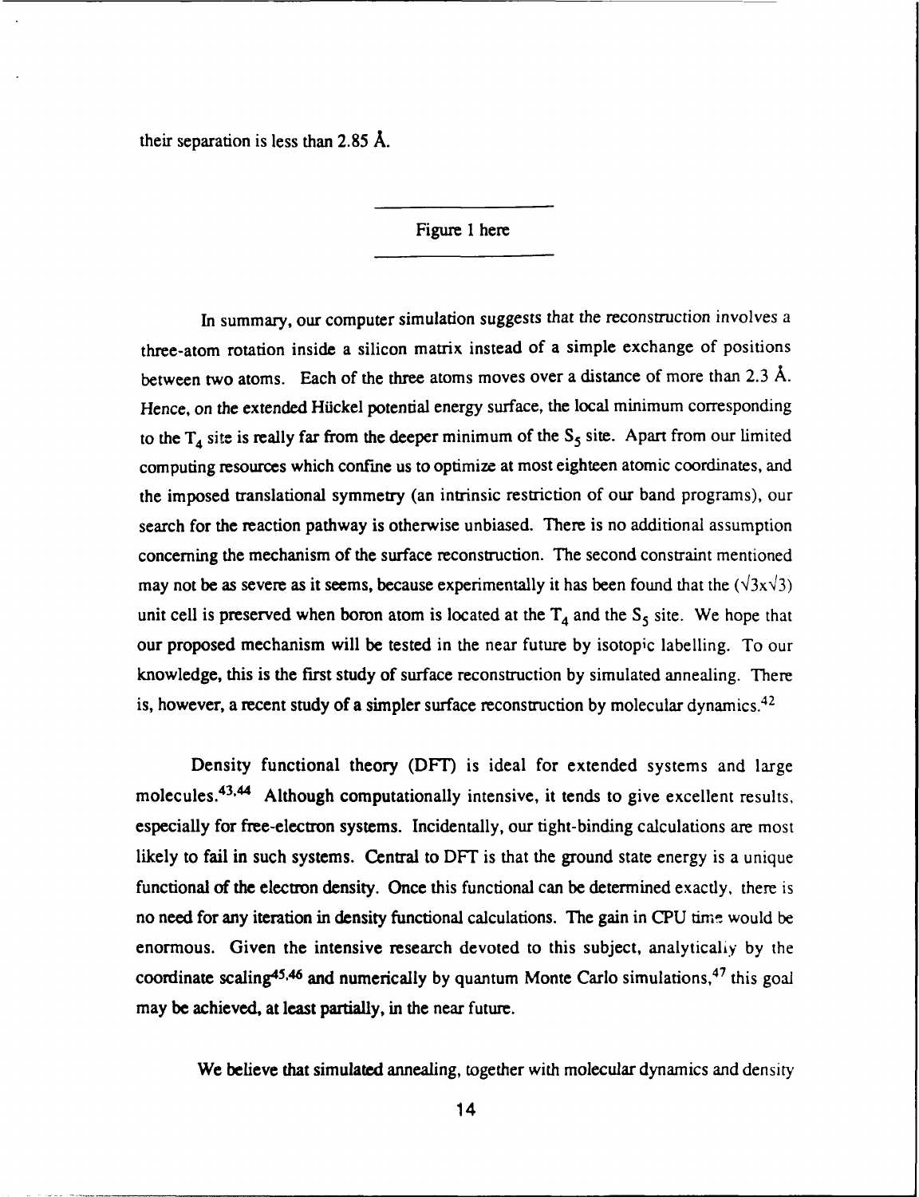their separation is less than 2.85 Å.

Figure 1 here

In summary, our computer simulation suggests that the reconstruction involves a three-atom rotation inside a silicon matrix instead of a simple exchange of positions between two atoms. Each of the three atoms moves over a distance of more than 2.3 Å. Hence, on the extended Hückel potential energy surface, the local minimum corresponding to the $T_4$ site is really far from the deeper minimum of the $S_5$ site. Apart from our limited computing resources which confine us to optimize at most eighteen atomic coordinates, and the imposed translational symmetry (an intrinsic restriction of our band programs), our search for the reaction pathway is otherwise unbiased. There is no additional assumption concerning the mechanism of the surface reconstruction. The second constraint mentioned may not be as severe as it seems, because experimentally it has been found that the ($\sqrt{3}$x$\sqrt{3}$) unit cell is preserved when boron atom is located at the $T_4$ and the $S_5$ site. We hope that our proposed mechanism will be tested in the near future by isotopic labelling. To our knowledge, this is the first study of surface reconstruction by simulated annealing. There is, however, a recent study of a simpler surface reconstruction by molecular dynamics.[42]

Density functional theory (DFT) is ideal for extended systems and large molecules.[43,44] Although computationally intensive, it tends to give excellent results, especially for free-electron systems. Incidentally, our tight-binding calculations are most likely to fail in such systems. Central to DFT is that the ground state energy is a unique functional of the electron density. Once this functional can be determined exactly, there is no need for any iteration in density functional calculations. The gain in CPU time would be enormous. Given the intensive research devoted to this subject, analytically by the coordinate scaling[45,46] and numerically by quantum Monte Carlo simulations,[47] this goal may be achieved, at least partially, in the near future.

We believe that simulated annealing, together with molecular dynamics and density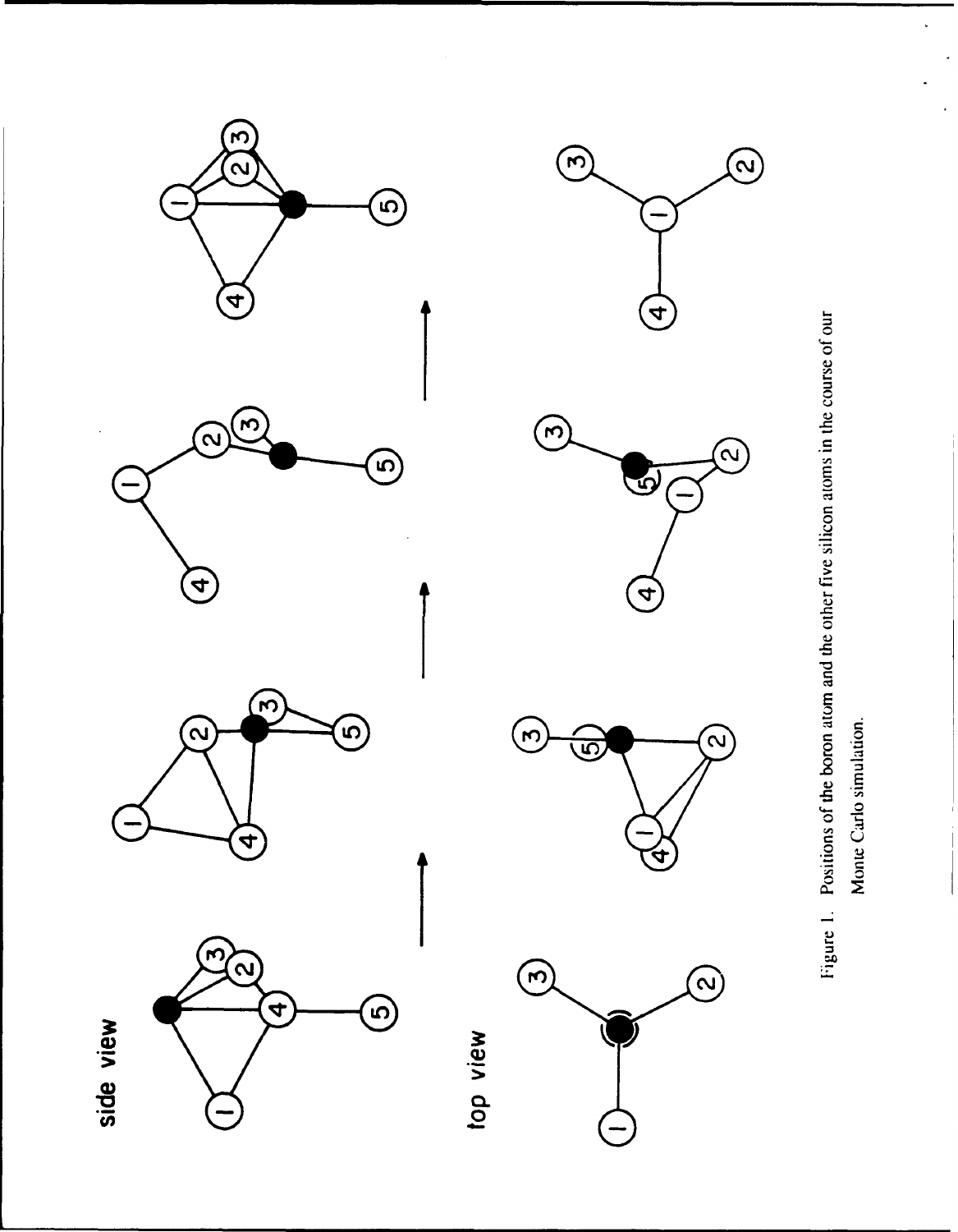Figure 1. Positions of the boron atom and the other five silicon atoms in the course of our Monte Carlo simulation.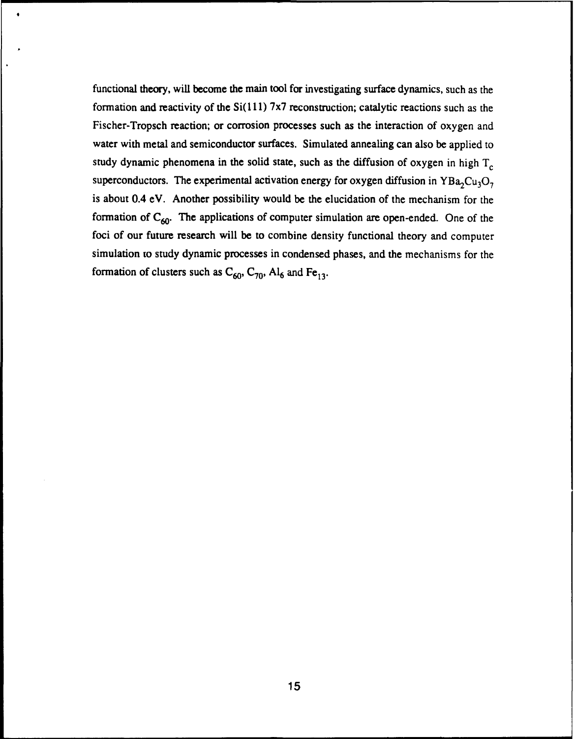functional theory, will become the main tool for investigating surface dynamics, such as the formation and reactivity of the Si(111) 7x7 reconstruction; catalytic reactions such as the Fischer-Tropsch reaction; or corrosion processes such as the interaction of oxygen and water with metal and semiconductor surfaces. Simulated annealing can also be applied to study dynamic phenomena in the solid state, such as the diffusion of oxygen in high $T_c$ superconductors. The experimental activation energy for oxygen diffusion in $YBa_2Cu_3O_7$ is about 0.4 eV. Another possibility would be the elucidation of the mechanism for the formation of $C_{60}$. The applications of computer simulation are open-ended. One of the foci of our future research will be to combine density functional theory and computer simulation to study dynamic processes in condensed phases, and the mechanisms for the formation of clusters such as $C_{60}$, $C_{70}$, $Al_6$ and $Fe_{13}$.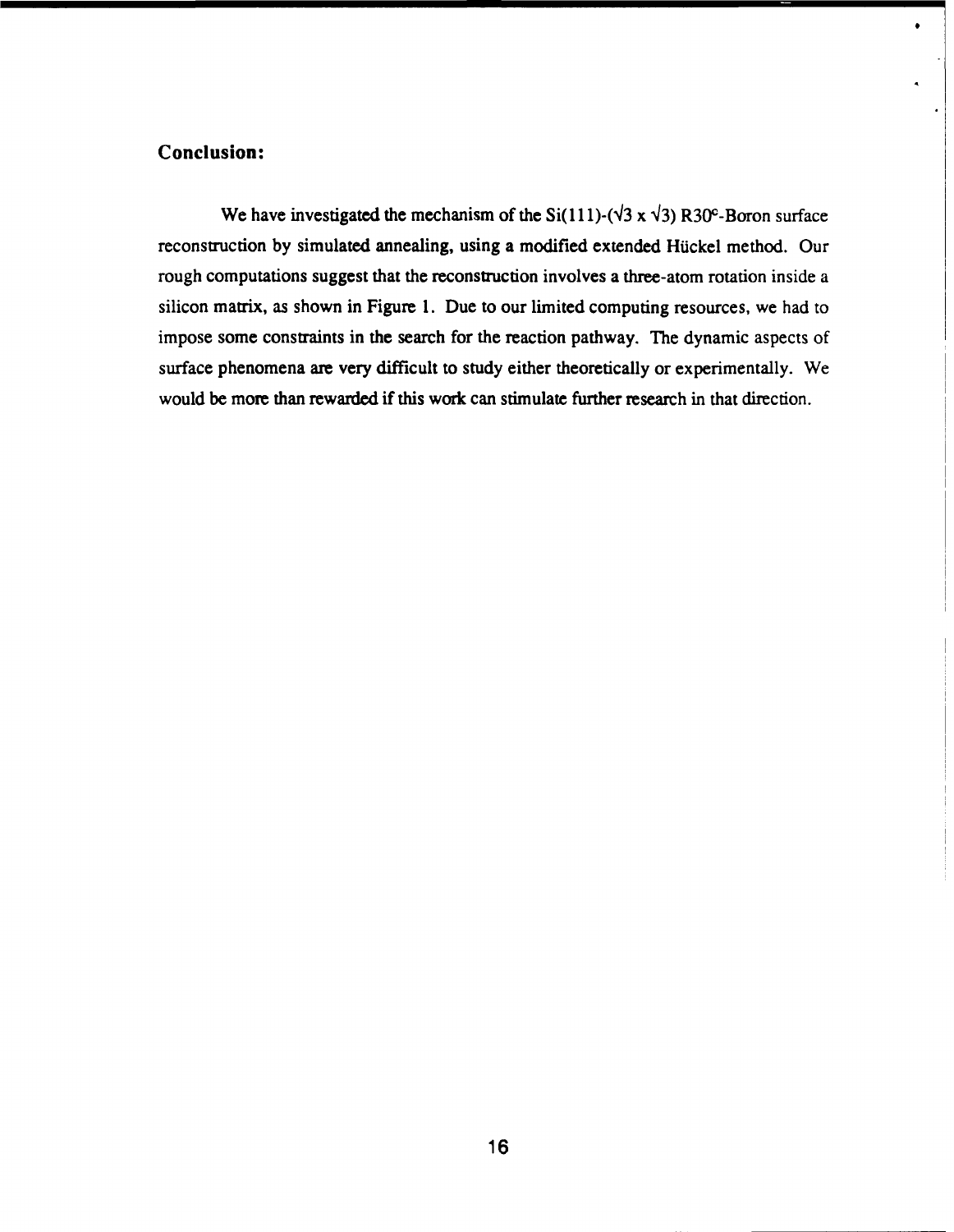## Conclusion:

We have investigated the mechanism of the Si(111)-($\sqrt{3} \times \sqrt{3}$) R30°-Boron surface reconstruction by simulated annealing, using a modified extended Hückel method. Our rough computations suggest that the reconstruction involves a three-atom rotation inside a silicon matrix, as shown in Figure 1. Due to our limited computing resources, we had to impose some constraints in the search for the reaction pathway. The dynamic aspects of surface phenomena are very difficult to study either theoretically or experimentally. We would be more than rewarded if this work can stimulate further research in that direction.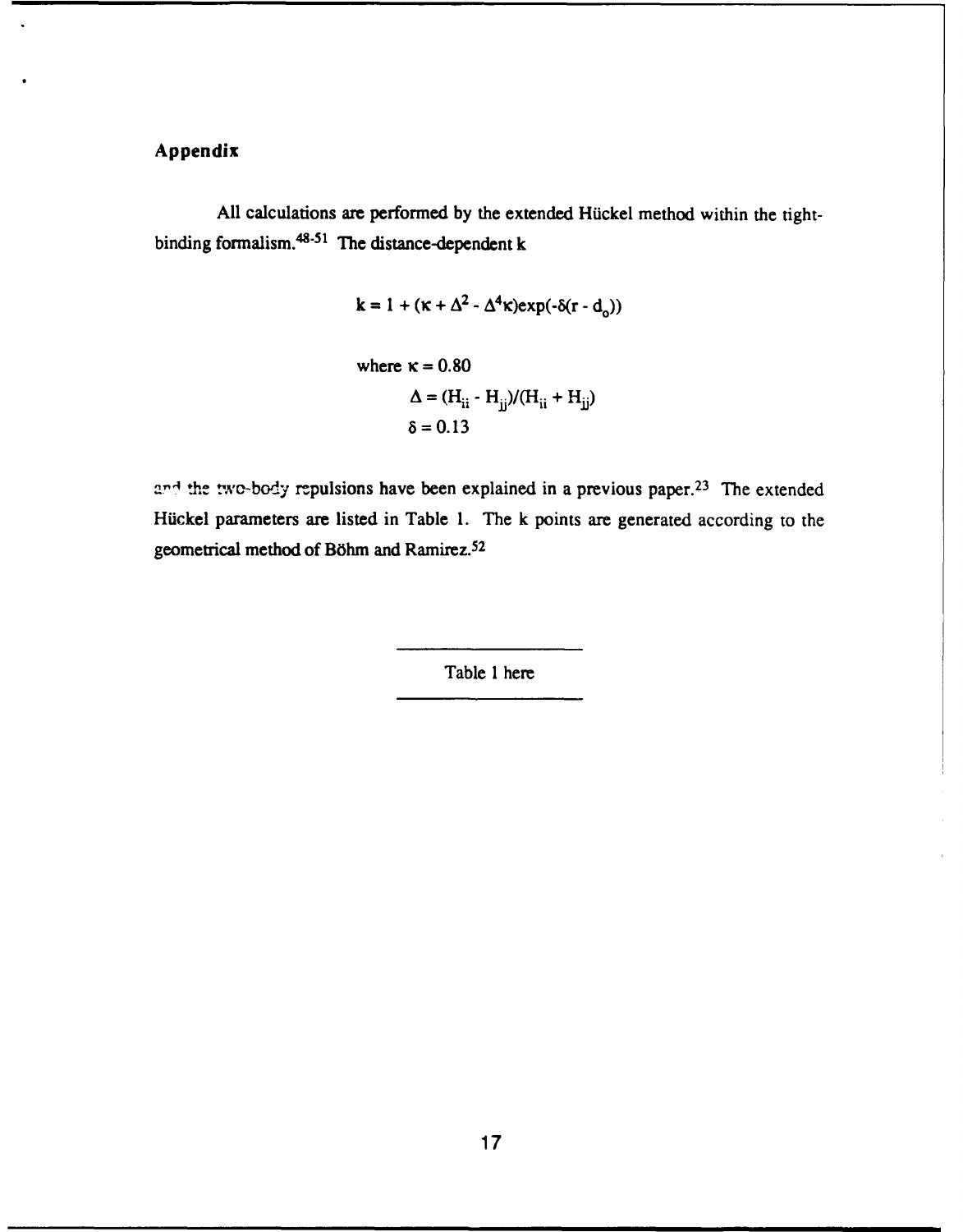## Appendix

All calculations are performed by the extended Hückel method within the tight-binding formalism.[48-51] The distance-dependent k

$$k = 1 + (\kappa + \Delta^2 - \Delta^4\kappa)\exp(-\delta(r - d_o))$$

where $\kappa = 0.80$

$$\Delta = (H_{ii} - H_{jj})/(H_{ii} + H_{jj})$$

$$\delta = 0.13$$

and the two-body repulsions have been explained in a previous paper.[23] The extended Hückel parameters are listed in Table 1. The k points are generated according to the geometrical method of Böhm and Ramirez.[52]

Table 1 here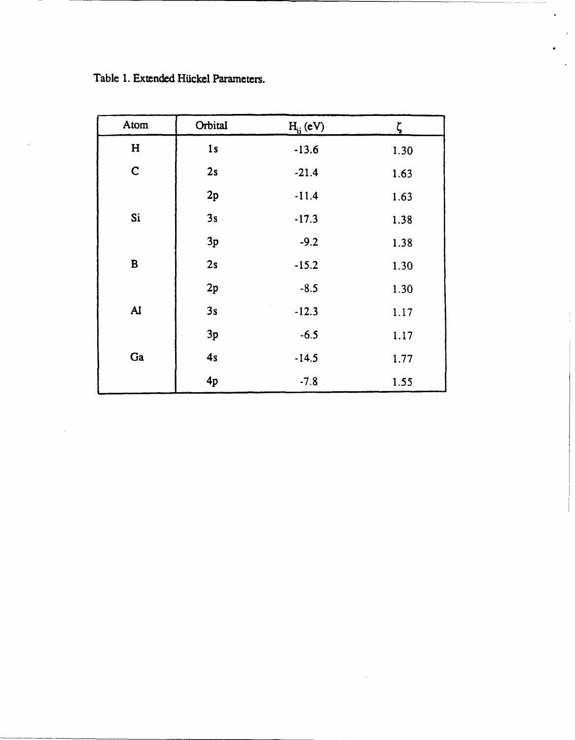Table 1. Extended Hückel Parameters.

| Atom | Orbital | $H_{ii}$ (eV) | $\zeta$ |
|---|---|---|---|
| H | 1s | -13.6 | 1.30 |
| C | 2s | -21.4 | 1.63 |
| | 2p | -11.4 | 1.63 |
| Si | 3s | -17.3 | 1.38 |
| | 3p | -9.2 | 1.38 |
| B | 2s | -15.2 | 1.30 |
| | 2p | -8.5 | 1.30 |
| Al | 3s | -12.3 | 1.17 |
| | 3p | -6.5 | 1.17 |
| Ga | 4s | -14.5 | 1.77 |
| | 4p | -7.8 | 1.55 |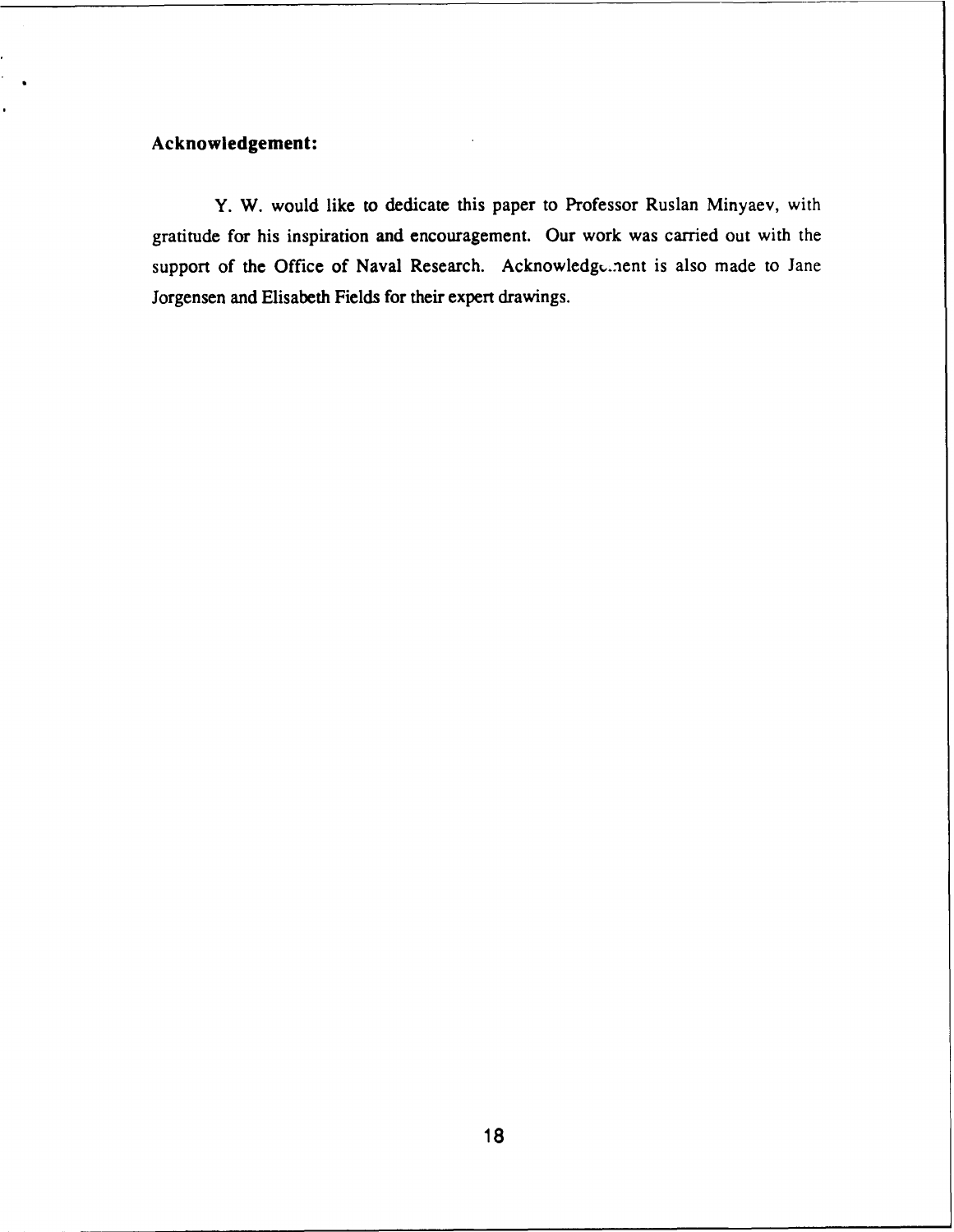**Acknowledgement:**

Y. W. would like to dedicate this paper to Professor Ruslan Minyaev, with gratitude for his inspiration and encouragement. Our work was carried out with the support of the Office of Naval Research. Acknowledgement is also made to Jane Jorgensen and Elisabeth Fields for their expert drawings.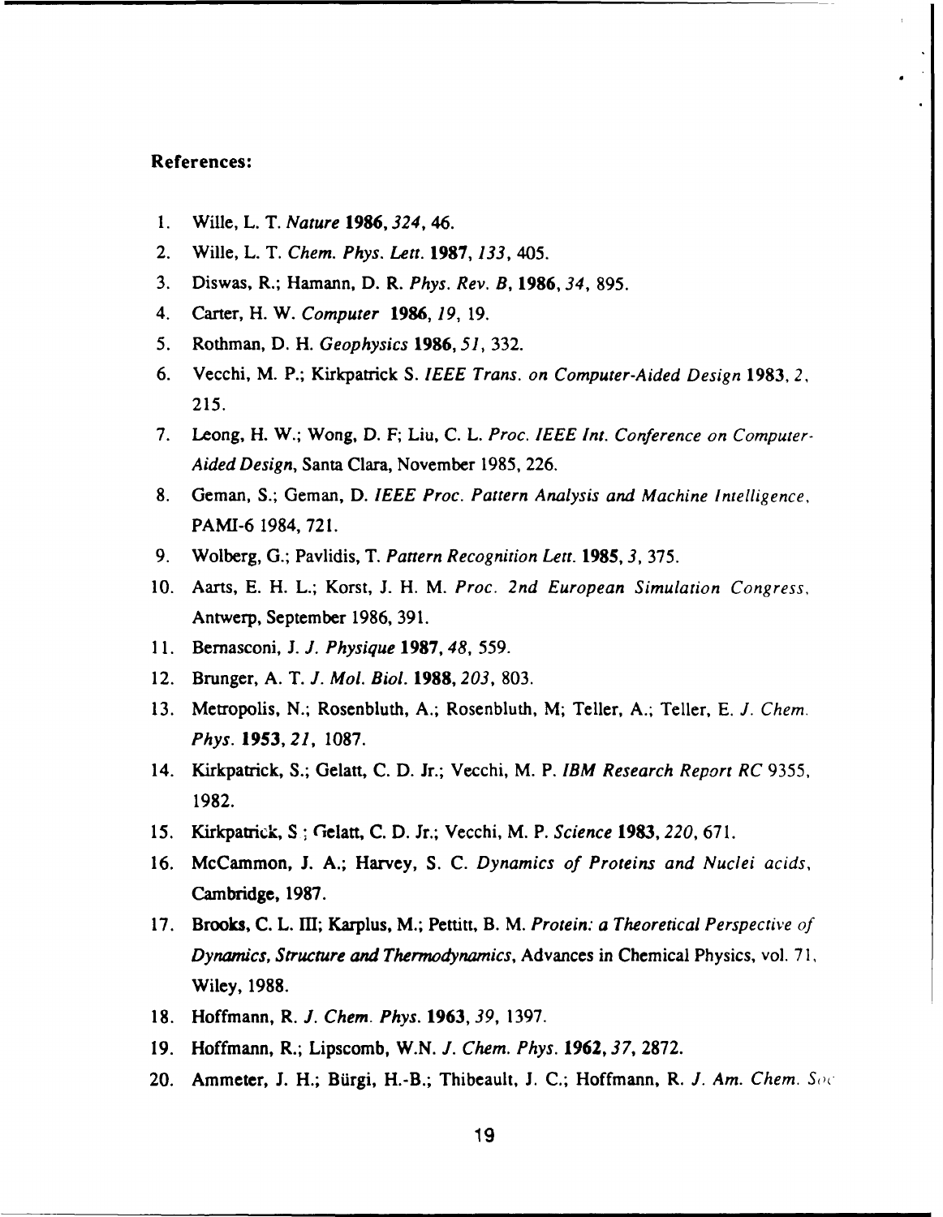**References:**

1. Wille, L. T. *Nature* **1986**, *324*, 46.
2. Wille, L. T. *Chem. Phys. Lett.* **1987**, *133*, 405.
3. Diswas, R.; Hamann, D. R. *Phys. Rev. B*, **1986**, *34*, 895.
4. Carter, H. W. *Computer* **1986**, *19*, 19.
5. Rothman, D. H. *Geophysics* **1986**, *51*, 332.
6. Vecchi, M. P.; Kirkpatrick S. *IEEE Trans. on Computer-Aided Design* **1983**, *2*, 215.
7. Leong, H. W.; Wong, D. F; Liu, C. L. *Proc. IEEE Int. Conference on Computer-Aided Design*, Santa Clara, November 1985, 226.
8. Geman, S.; Geman, D. *IEEE Proc. Pattern Analysis and Machine Intelligence*, PAMI-6 1984, 721.
9. Wolberg, G.; Pavlidis, T. *Pattern Recognition Lett.* **1985**, *3*, 375.
10. Aarts, E. H. L.; Korst, J. H. M. *Proc. 2nd European Simulation Congress*, Antwerp, September 1986, 391.
11. Bernasconi, J. *J. Physique* **1987**, *48*, 559.
12. Brunger, A. T. *J. Mol. Biol.* **1988**, *203*, 803.
13. Metropolis, N.; Rosenbluth, A.; Rosenbluth, M; Teller, A.; Teller, E. *J. Chem. Phys.* **1953**, *21*, 1087.
14. Kirkpatrick, S.; Gelatt, C. D. Jr.; Vecchi, M. P. *IBM Research Report RC* 9355, 1982.
15. Kirkpatrick, S ; Gelatt, C. D. Jr.; Vecchi, M. P. *Science* **1983**, *220*, 671.
16. McCammon, J. A.; Harvey, S. C. *Dynamics of Proteins and Nuclei acids*, Cambridge, 1987.
17. Brooks, C. L. III; Karplus, M.; Pettitt, B. M. *Protein: a Theoretical Perspective of Dynamics, Structure and Thermodynamics*, Advances in Chemical Physics, vol. 71, Wiley, 1988.
18. Hoffmann, R. *J. Chem. Phys.* **1963**, *39*, 1397.
19. Hoffmann, R.; Lipscomb, W.N. *J. Chem. Phys.* **1962**, *37*, 2872.
20. Ammeter, J. H.; Bürgi, H.-B.; Thibeault, J. C.; Hoffmann, R. *J. Am. Chem. Soc*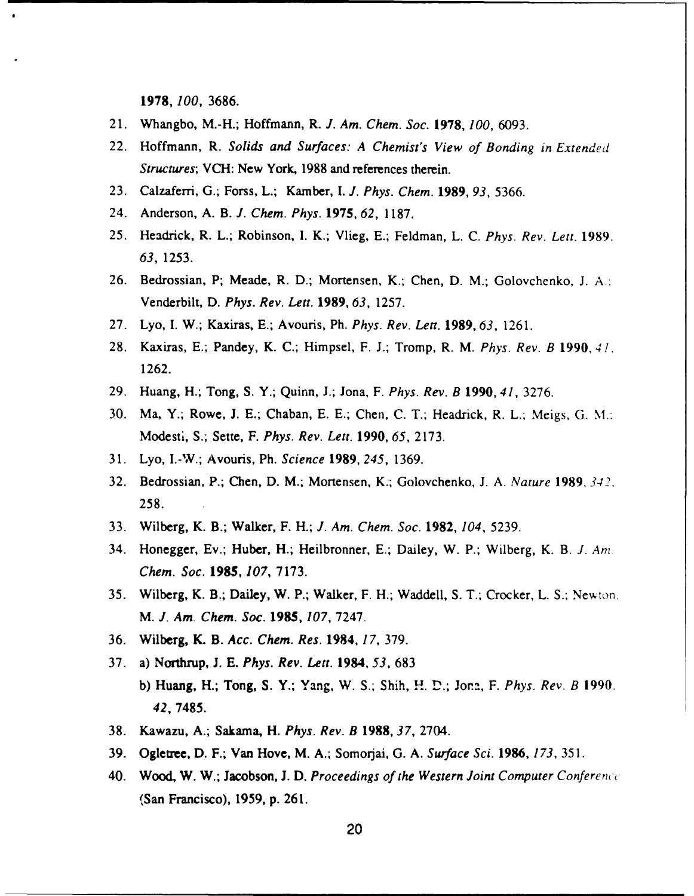**1978**, *100*, 3686.

21. Whangbo, M.-H.; Hoffmann, R. *J. Am. Chem. Soc.* **1978**, *100*, 6093.
22. Hoffmann, R. *Solids and Surfaces: A Chemist's View of Bonding in Extended Structures*; VCH: New York, 1988 and references therein.
23. Calzaferri, G.; Forss, L.; Kamber, I. *J. Phys. Chem.* **1989**, *93*, 5366.
24. Anderson, A. B. *J. Chem. Phys.* **1975**, *62*, 1187.
25. Headrick, R. L.; Robinson, I. K.; Vlieg, E.; Feldman, L. C. *Phys. Rev. Lett.* **1989**, *63*, 1253.
26. Bedrossian, P; Meade, R. D.; Mortensen, K.; Chen, D. M.; Golovchenko, J. A.; Venderbilt, D. *Phys. Rev. Lett.* **1989**, *63*, 1257.
27. Lyo, I. W.; Kaxiras, E.; Avouris, Ph. *Phys. Rev. Lett.* **1989**, *63*, 1261.
28. Kaxiras, E.; Pandey, K. C.; Himpsel, F. J.; Tromp, R. M. *Phys. Rev. B* **1990**, *41*, 1262.
29. Huang, H.; Tong, S. Y.; Quinn, J.; Jona, F. *Phys. Rev. B* **1990**, *41*, 3276.
30. Ma, Y.; Rowe, J. E.; Chaban, E. E.; Chen, C. T.; Headrick, R. L.; Meigs, G. M.; Modesti, S.; Sette, F. *Phys. Rev. Lett.* **1990**, *65*, 2173.
31. Lyo, I.-W.; Avouris, Ph. *Science* **1989**, *245*, 1369.
32. Bedrossian, P.; Chen, D. M.; Mortensen, K.; Golovchenko, J. A. *Nature* **1989**, *342*, 258.
33. Wilberg, K. B.; Walker, F. H.; *J. Am. Chem. Soc.* **1982**, *104*, 5239.
34. Honegger, Ev.; Huber, H.; Heilbronner, E.; Dailey, W. P.; Wilberg, K. B. *J. Am. Chem. Soc.* **1985**, *107*, 7173.
35. Wilberg, K. B.; Dailey, W. P.; Walker, F. H.; Waddell, S. T.; Crocker, L. S.; Newton, M. *J. Am. Chem. Soc.* **1985**, *107*, 7247.
36. Wilberg, K. B. *Acc. Chem. Res.* **1984**, *17*, 379.
37. a) Northrup, J. E. *Phys. Rev. Lett.* **1984**, *53*, 683
    b) Huang, H.; Tong, S. Y.; Yang, W. S.; Shih, H. D.; Jona, F. *Phys. Rev. B* **1990**, *42*, 7485.
38. Kawazu, A.; Sakama, H. *Phys. Rev. B* **1988**, *37*, 2704.
39. Ogletree, D. F.; Van Hove, M. A.; Somorjai, G. A. *Surface Sci.* **1986**, *173*, 351.
40. Wood, W. W.; Jacobson, J. D. *Proceedings of the Western Joint Computer Conference* (San Francisco), 1959, p. 261.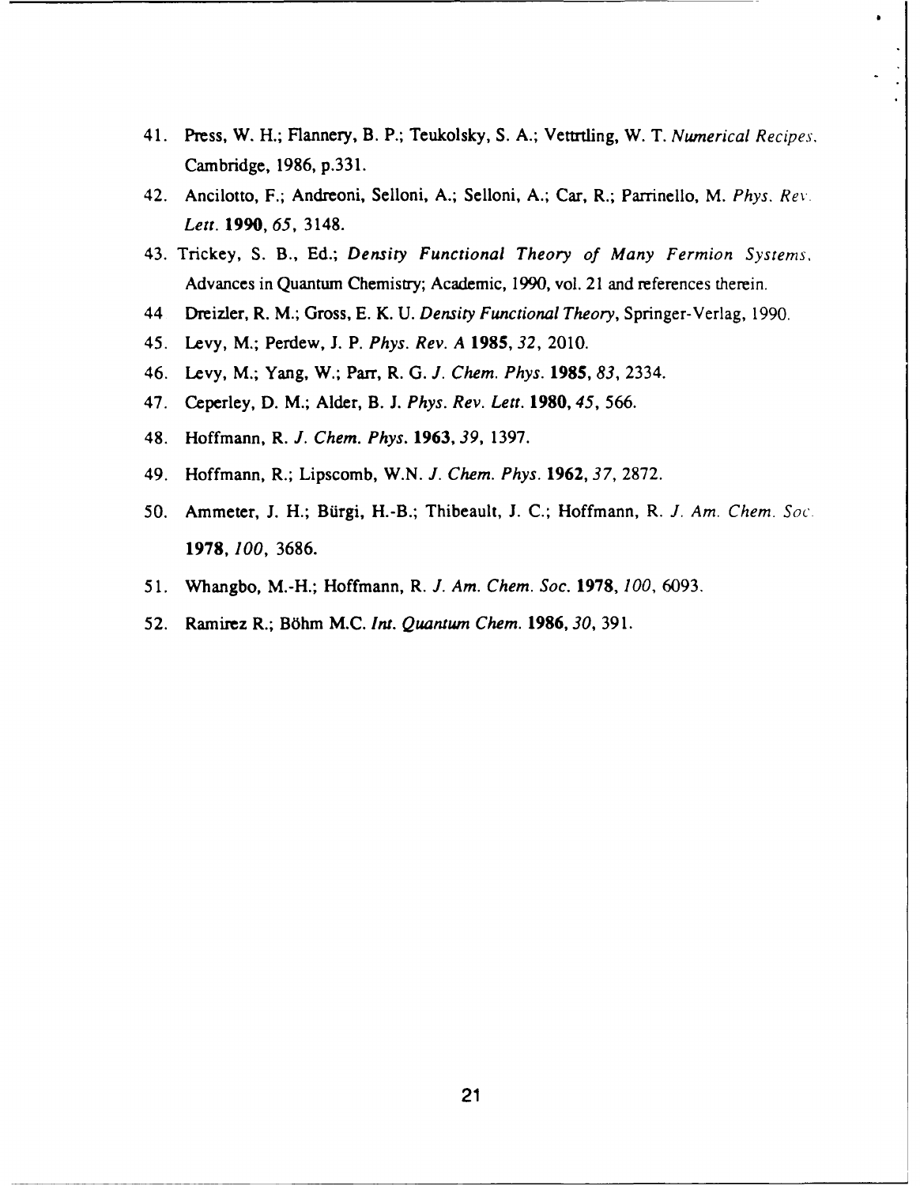41. Press, W. H.; Flannery, B. P.; Teukolsky, S. A.; Vettrtling, W. T. *Numerical Recipes*. Cambridge, 1986, p.331.
42. Ancilotto, F.; Andreoni, Selloni, A.; Selloni, A.; Car, R.; Parrinello, M. *Phys. Rev. Lett.* **1990**, *65*, 3148.
43. Trickey, S. B., Ed.; *Density Functional Theory of Many Fermion Systems*. Advances in Quantum Chemistry; Academic, 1990, vol. 21 and references therein.
44. Dreizler, R. M.; Gross, E. K. U. *Density Functional Theory*, Springer-Verlag, 1990.
45. Levy, M.; Perdew, J. P. *Phys. Rev. A* **1985**, *32*, 2010.
46. Levy, M.; Yang, W.; Parr, R. G. *J. Chem. Phys.* **1985**, *83*, 2334.
47. Ceperley, D. M.; Alder, B. J. *Phys. Rev. Lett.* **1980**, *45*, 566.
48. Hoffmann, R. *J. Chem. Phys.* **1963**, *39*, 1397.
49. Hoffmann, R.; Lipscomb, W.N. *J. Chem. Phys.* **1962**, *37*, 2872.
50. Ammeter, J. H.; Bürgi, H.-B.; Thibeault, J. C.; Hoffmann, R. *J. Am. Chem. Soc.* **1978**, *100*, 3686.
51. Whangbo, M.-H.; Hoffmann, R. *J. Am. Chem. Soc.* **1978**, *100*, 6093.
52. Ramirez R.; Böhm M.C. *Int. Quantum Chem.* **1986**, *30*, 391.